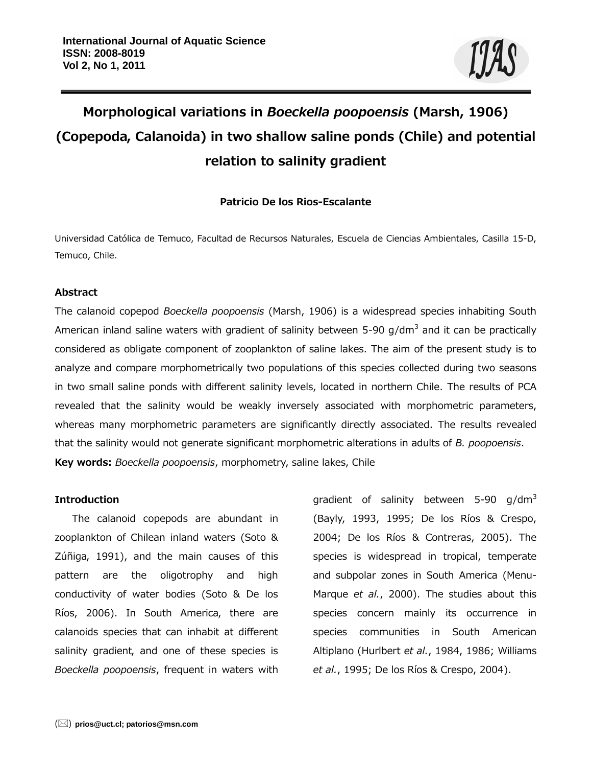# Morphological variations in *Boeckella poopoensis* (Marsh, 1906) (Copepoda, Calanoida) in two shallow saline ponds (Chile) and potential relation to salinity gradient

**Patricio De los Rios-Escalante**

Universidad Católica de Temuco, Facultad de Recursos Naturales, Escuela de Ciencias Ambientales, Casilla 15-D, Temuco, Chile.

## Abstract

The calanoid copepod *Boeckella poopoensis* (Marsh, 1906) is a widespread species inhabiting South American inland saline waters with gradient of salinity between 5-90 g/dm$^3$ and it can be practically considered as obligate component of zooplankton of saline lakes. The aim of the present study is to analyze and compare morphometrically two populations of this species collected during two seasons in two small saline ponds with different salinity levels, located in northern Chile. The results of PCA revealed that the salinity would be weakly inversely associated with morphometric parameters, whereas many morphometric parameters are significantly directly associated. The results revealed that the salinity would not generate significant morphometric alterations in adults of *B. poopoensis*.

**Key words:** *Boeckella poopoensis*, morphometry, saline lakes, Chile

## Introduction

The calanoid copepods are abundant in zooplankton of Chilean inland waters (Soto & Zúñiga, 1991), and the main causes of this pattern are the oligotrophy and high conductivity of water bodies (Soto & De los Ríos, 2006). In South America, there are calanoids species that can inhabit at different salinity gradient, and one of these species is *Boeckella poopoensis*, frequent in waters with gradient of salinity between 5-90 g/dm$^3$ (Bayly, 1993, 1995; De los Ríos & Crespo, 2004; De los Ríos & Contreras, 2005). The species is widespread in tropical, temperate and subpolar zones in South America (Menu-Marque *et al.*, 2000). The studies about this species concern mainly its occurrence in species communities in South American Altiplano (Hurlbert *et al.*, 1984, 1986; Williams *et al.*, 1995; De los Ríos & Crespo, 2004).

(✉) prios@uct.cl; patorios@msn.com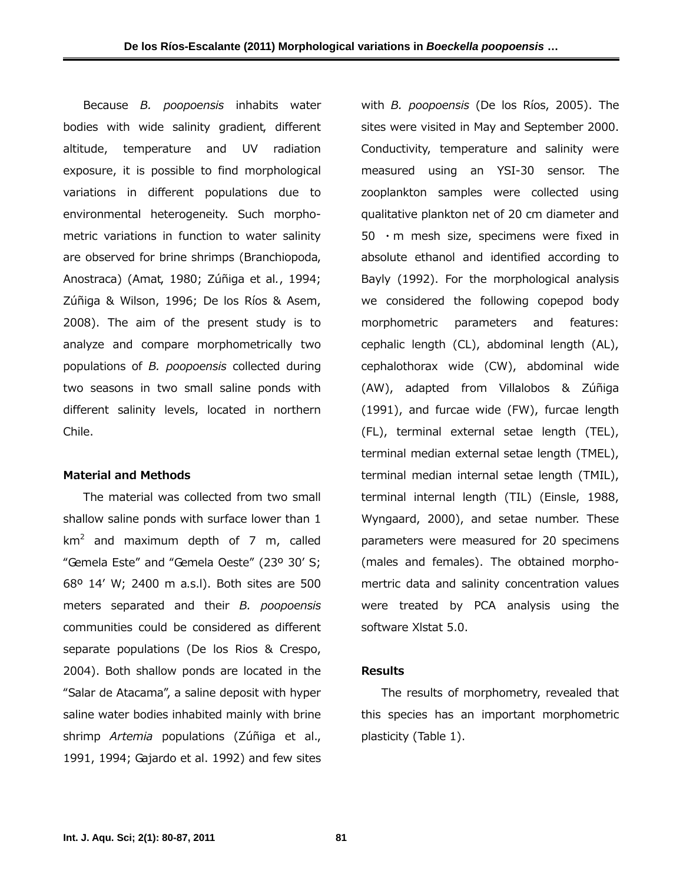Because *B. poopoensis* inhabits water bodies with wide salinity gradient, different altitude, temperature and UV radiation exposure, it is possible to find morphological variations in different populations due to environmental heterogeneity. Such morphometric variations in function to water salinity are observed for brine shrimps (Branchiopoda, Anostraca) (Amat, 1980; Zúñiga et al., 1994; Zúñiga & Wilson, 1996; De los Ríos & Asem, 2008). The aim of the present study is to analyze and compare morphometrically two populations of *B. poopoensis* collected during two seasons in two small saline ponds with different salinity levels, located in northern Chile.

## Material and Methods

The material was collected from two small shallow saline ponds with surface lower than 1 km$^2$ and maximum depth of 7 m, called "Gemela Este" and "Gemela Oeste" (23º 30' S; 68º 14' W; 2400 m a.s.l). Both sites are 500 meters separated and their *B. poopoensis* communities could be considered as different separate populations (De los Rios & Crespo, 2004). Both shallow ponds are located in the "Salar de Atacama", a saline deposit with hyper saline water bodies inhabited mainly with brine shrimp *Artemia* populations (Zúñiga et al., 1991, 1994; Gajardo et al. 1992) and few sites with *B. poopoensis* (De los Ríos, 2005). The sites were visited in May and September 2000. Conductivity, temperature and salinity were measured using an YSI-30 sensor. The zooplankton samples were collected using qualitative plankton net of 20 cm diameter and 50 ・m mesh size, specimens were fixed in absolute ethanol and identified according to Bayly (1992). For the morphological analysis we considered the following copepod body morphometric parameters and features: cephalic length (CL), abdominal length (AL), cephalothorax wide (CW), abdominal wide (AW), adapted from Villalobos & Zúñiga (1991), and furcae wide (FW), furcae length (FL), terminal external setae length (TEL), terminal median external setae length (TMEL), terminal median internal setae length (TMIL), terminal internal length (TIL) (Einsle, 1988, Wyngaard, 2000), and setae number. These parameters were measured for 20 specimens (males and females). The obtained morphomertric data and salinity concentration values were treated by PCA analysis using the software Xlstat 5.0.

## Results

The results of morphometry, revealed that this species has an important morphometric plasticity (Table 1).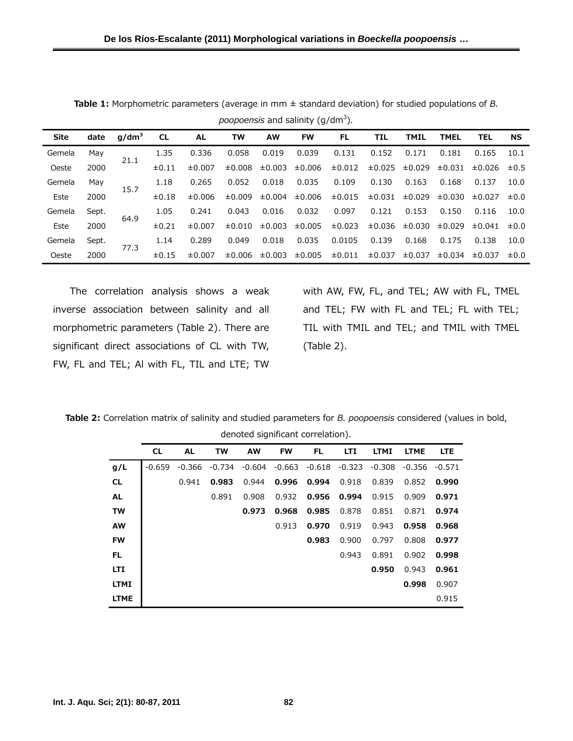**Table 1:** Morphometric parameters (average in mm ± standard deviation) for studied populations of *B. poopoensis* and salinity (g/dm$^3$).

| Site | date | g/dm$^3$ | CL | AL | TW | AW | FW | FL | TIL | TMIL | TMEL | TEL | NS |
|---|---|---|---|---|---|---|---|---|---|---|---|---|---|
| Gemela Oeste | May 2000 | 21.1 | 1.35 ±0.11 | 0.336 ±0.007 | 0.058 ±0.008 | 0.019 ±0.003 | 0.039 ±0.006 | 0.131 ±0.012 | 0.152 ±0.025 | 0.171 ±0.029 | 0.181 ±0.031 | 0.165 ±0.026 | 10.1 ±0.5 |
| Gemela Este | May 2000 | 15.7 | 1.18 ±0.18 | 0.265 ±0.006 | 0.052 ±0.009 | 0.018 ±0.004 | 0.035 ±0.006 | 0.109 ±0.015 | 0.130 ±0.031 | 0.163 ±0.029 | 0.168 ±0.030 | 0.137 ±0.027 | 10.0 ±0.0 |
| Gemela Este | Sept. 2000 | 64.9 | 1.05 ±0.21 | 0.241 ±0.007 | 0.043 ±0.010 | 0.016 ±0.003 | 0.032 ±0.005 | 0.097 ±0.023 | 0.121 ±0.036 | 0.153 ±0.030 | 0.150 ±0.029 | 0.116 ±0.041 | 10.0 ±0.0 |
| Gemela Oeste | Sept. 2000 | 77.3 | 1.14 ±0.15 | 0.289 ±0.007 | 0.049 ±0.006 | 0.018 ±0.003 | 0.035 ±0.005 | 0.0105 ±0.011 | 0.139 ±0.037 | 0.168 ±0.037 | 0.175 ±0.034 | 0.138 ±0.037 | 10.0 ±0.0 |

The correlation analysis shows a weak inverse association between salinity and all morphometric parameters (Table 2). There are significant direct associations of CL with TW, FW, FL and TEL; Al with FL, TIL and LTE; TW with AW, FW, FL, and TEL; AW with FL, TMEL and TEL; FW with FL and TEL; FL with TEL; TIL with TMIL and TEL; and TMIL with TMEL (Table 2).

**Table 2:** Correlation matrix of salinity and studied parameters for *B. poopoensis* considered (values in bold, denoted significant correlation).

| | CL | AL | TW | AW | FW | FL | LTI | LTMI | LTME | LTE |
|---|---|---|---|---|---|---|---|---|---|---|
| **g/L** | -0.659 | -0.366 | -0.734 | -0.604 | -0.663 | -0.618 | -0.323 | -0.308 | -0.356 | -0.571 |
| **CL** | | 0.941 | **0.983** | 0.944 | **0.996** | **0.994** | 0.918 | 0.839 | 0.852 | **0.990** |
| **AL** | | | 0.891 | 0.908 | 0.932 | **0.956** | **0.994** | 0.915 | 0.909 | **0.971** |
| **TW** | | | | **0.973** | **0.968** | **0.985** | 0.878 | 0.851 | 0.871 | **0.974** |
| **AW** | | | | | 0.913 | **0.970** | 0.919 | 0.943 | **0.958** | **0.968** |
| **FW** | | | | | | **0.983** | 0.900 | 0.797 | 0.808 | **0.977** |
| **FL** | | | | | | | 0.943 | 0.891 | 0.902 | **0.998** |
| **LTI** | | | | | | | | **0.950** | 0.943 | **0.961** |
| **LTMI** | | | | | | | | | **0.998** | 0.907 |
| **LTME** | | | | | | | | | | 0.915 |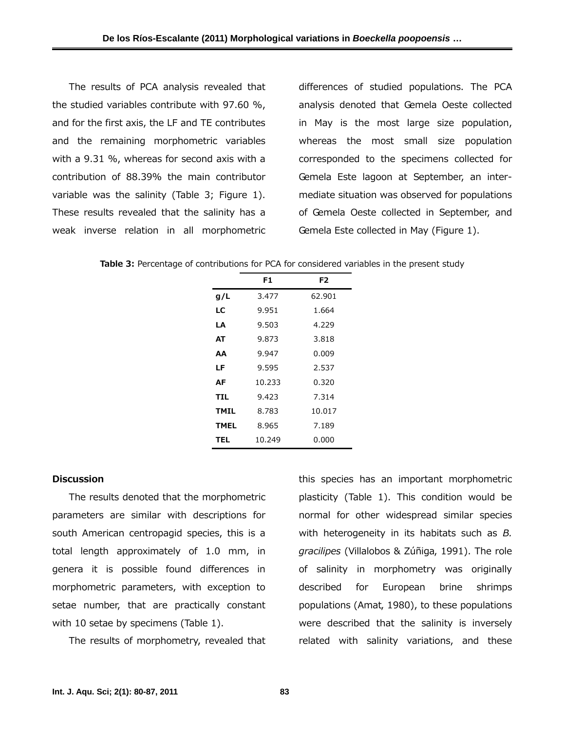The results of PCA analysis revealed that the studied variables contribute with 97.60 %, and for the first axis, the LF and TE contributes and the remaining morphometric variables with a 9.31 %, whereas for second axis with a contribution of 88.39% the main contributor variable was the salinity (Table 3; Figure 1). These results revealed that the salinity has a weak inverse relation in all morphometric differences of studied populations. The PCA analysis denoted that Gemela Oeste collected in May is the most large size population, whereas the most small size population corresponded to the specimens collected for Gemela Este lagoon at September, an inter-mediate situation was observed for populations of Gemela Oeste collected in September, and Gemela Este collected in May (Figure 1).

**Table 3:** Percentage of contributions for PCA for considered variables in the present study

| | F1 | F2 |
|---|---|---|
| **g/L** | 3.477 | 62.901 |
| **LC** | 9.951 | 1.664 |
| **LA** | 9.503 | 4.229 |
| **AT** | 9.873 | 3.818 |
| **AA** | 9.947 | 0.009 |
| **LF** | 9.595 | 2.537 |
| **AF** | 10.233 | 0.320 |
| **TIL** | 9.423 | 7.314 |
| **TMIL** | 8.783 | 10.017 |
| **TMEL** | 8.965 | 7.189 |
| **TEL** | 10.249 | 0.000 |

## Discussion

The results denoted that the morphometric parameters are similar with descriptions for south American centropagid species, this is a total length approximately of 1.0 mm, in genera it is possible found differences in morphometric parameters, with exception to setae number, that are practically constant with 10 setae by specimens (Table 1).

The results of morphometry, revealed that this species has an important morphometric plasticity (Table 1). This condition would be normal for other widespread similar species with heterogeneity in its habitats such as *B. gracilipes* (Villalobos & Zúñiga, 1991). The role of salinity in morphometry was originally described for European brine shrimps populations (Amat, 1980), to these populations were described that the salinity is inversely related with salinity variations, and these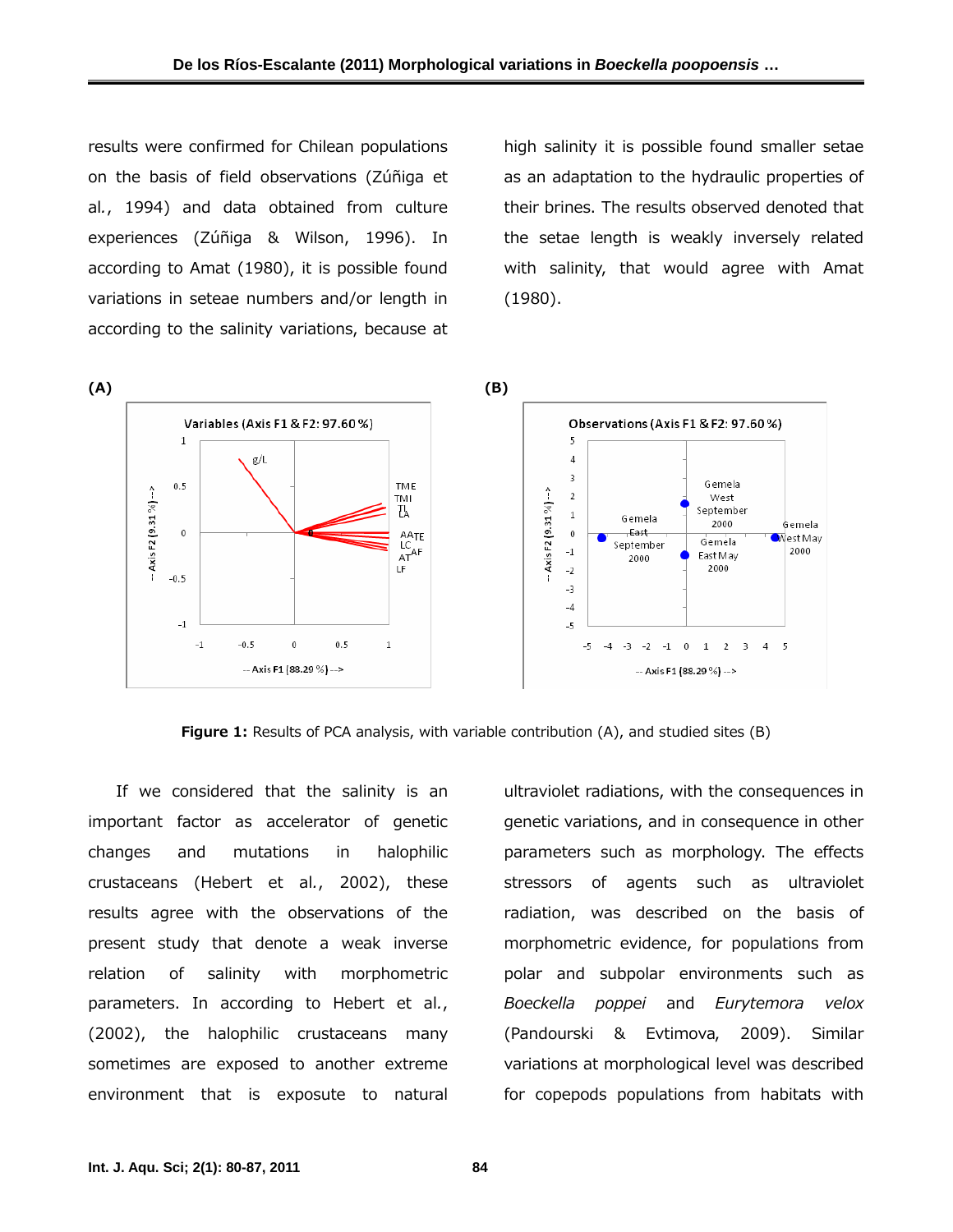results were confirmed for Chilean populations on the basis of field observations (Zúñiga et al., 1994) and data obtained from culture experiences (Zúñiga & Wilson, 1996). In according to Amat (1980), it is possible found variations in seteae numbers and/or length in according to the salinity variations, because at high salinity it is possible found smaller setae as an adaptation to the hydraulic properties of their brines. The results observed denoted that the setae length is weakly inversely related with salinity, that would agree with Amat (1980).

**Figure 1:** Results of PCA analysis, with variable contribution (A), and studied sites (B)

If we considered that the salinity is an important factor as accelerator of genetic changes and mutations in halophilic crustaceans (Hebert et al., 2002), these results agree with the observations of the present study that denote a weak inverse relation of salinity with morphometric parameters. In according to Hebert et al., (2002), the halophilic crustaceans many sometimes are exposed to another extreme environment that is exposute to natural ultraviolet radiations, with the consequences in genetic variations, and in consequence in other parameters such as morphology. The effects stressors of agents such as ultraviolet radiation, was described on the basis of morphometric evidence, for populations from polar and subpolar environments such as *Boeckella poppei* and *Eurytemora velox* (Pandourski & Evtimova, 2009). Similar variations at morphological level was described for copepods populations from habitats with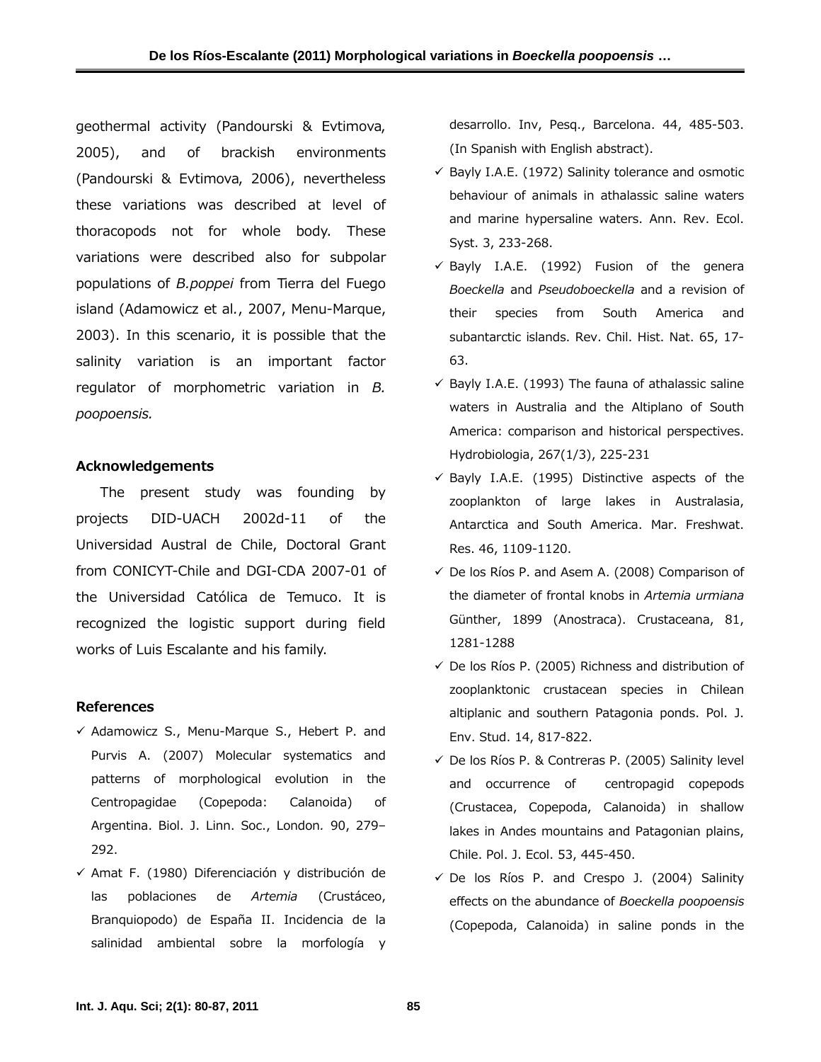geothermal activity (Pandourski & Evtimova, 2005), and of brackish environments (Pandourski & Evtimova, 2006), nevertheless these variations was described at level of thoracopods not for whole body. These variations were described also for subpolar populations of *B.poppei* from Tierra del Fuego island (Adamowicz et al., 2007, Menu-Marque, 2003). In this scenario, it is possible that the salinity variation is an important factor regulator of morphometric variation in *B. poopoensis.*

## Acknowledgements

The present study was founding by projects DID-UACH 2002d-11 of the Universidad Austral de Chile, Doctoral Grant from CONICYT-Chile and DGI-CDA 2007-01 of the Universidad Católica de Temuco. It is recognized the logistic support during field works of Luis Escalante and his family.

## References

- ✓ Adamowicz S., Menu-Marque S., Hebert P. and Purvis A. (2007) Molecular systematics and patterns of morphological evolution in the Centropagidae (Copepoda: Calanoida) of Argentina. Biol. J. Linn. Soc., London. 90, 279–292.
- ✓ Amat F. (1980) Diferenciación y distribución de las poblaciones de *Artemia* (Crustáceo, Branquiopodo) de España II. Incidencia de la salinidad ambiental sobre la morfología y desarrollo. Inv, Pesq., Barcelona. 44, 485-503. (In Spanish with English abstract).
- ✓ Bayly I.A.E. (1972) Salinity tolerance and osmotic behaviour of animals in athalassic saline waters and marine hypersaline waters. Ann. Rev. Ecol. Syst. 3, 233-268.
- ✓ Bayly I.A.E. (1992) Fusion of the genera *Boeckella* and *Pseudoboeckella* and a revision of their species from South America and subantarctic islands. Rev. Chil. Hist. Nat. 65, 17-63.
- ✓ Bayly I.A.E. (1993) The fauna of athalassic saline waters in Australia and the Altiplano of South America: comparison and historical perspectives. Hydrobiologia, 267(1/3), 225-231
- ✓ Bayly I.A.E. (1995) Distinctive aspects of the zooplankton of large lakes in Australasia, Antarctica and South America. Mar. Freshwat. Res. 46, 1109-1120.
- ✓ De los Ríos P. and Asem A. (2008) Comparison of the diameter of frontal knobs in *Artemia urmiana* Günther, 1899 (Anostraca). Crustaceana, 81, 1281-1288
- ✓ De los Ríos P. (2005) Richness and distribution of zooplanktonic crustacean species in Chilean altiplanic and southern Patagonia ponds. Pol. J. Env. Stud. 14, 817-822.
- ✓ De los Ríos P. & Contreras P. (2005) Salinity level and occurrence of centropagid copepods (Crustacea, Copepoda, Calanoida) in shallow lakes in Andes mountains and Patagonian plains, Chile. Pol. J. Ecol. 53, 445-450.
- ✓ De los Ríos P. and Crespo J. (2004) Salinity effects on the abundance of *Boeckella poopoensis* (Copepoda, Calanoida) in saline ponds in the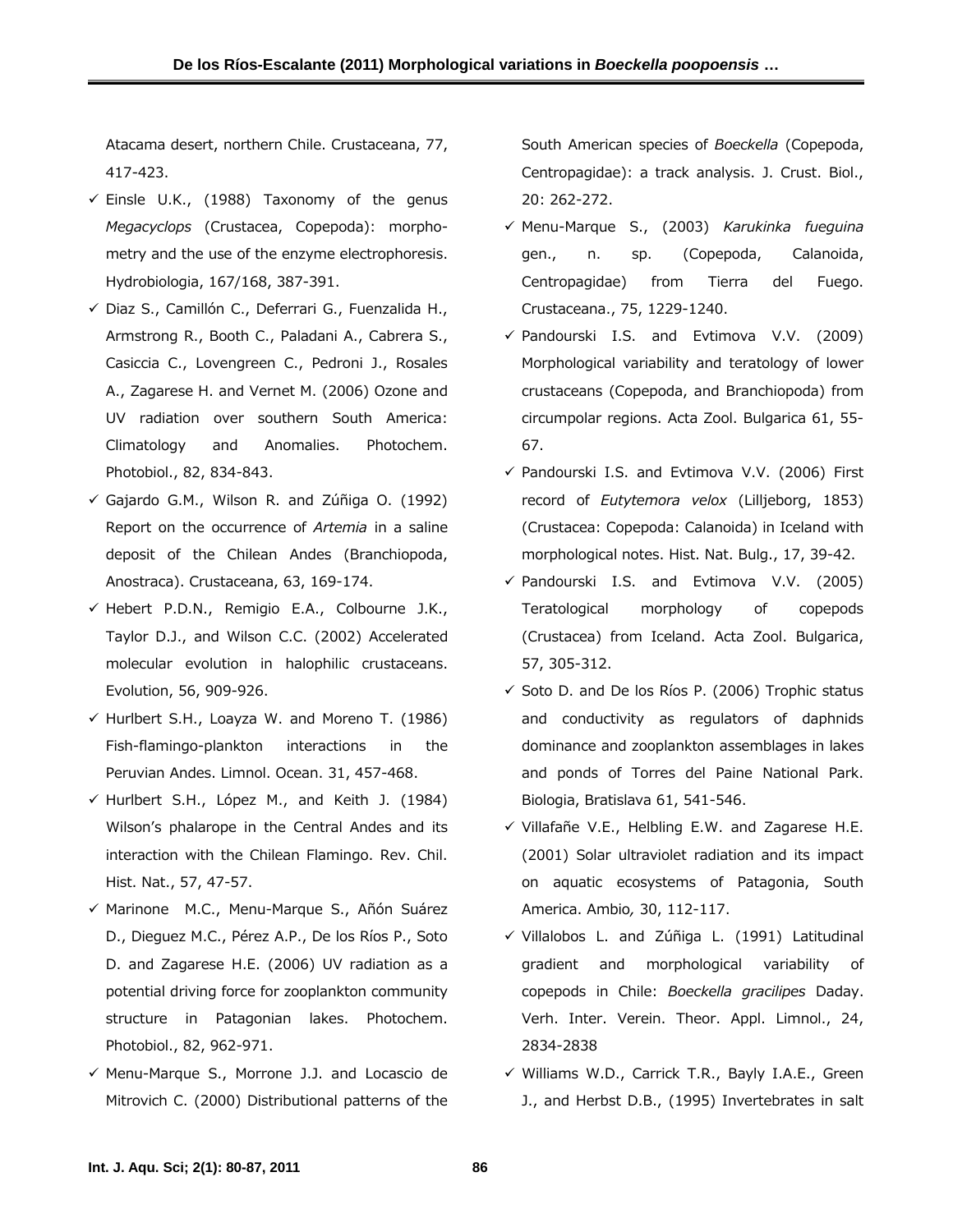Atacama desert, northern Chile. Crustaceana, 77, 417-423.

- Einsle U.K., (1988) Taxonomy of the genus *Megacyclops* (Crustacea, Copepoda): morphometry and the use of the enzyme electrophoresis. Hydrobiologia, 167/168, 387-391.
- Diaz S., Camillón C., Deferrari G., Fuenzalida H., Armstrong R., Booth C., Paladani A., Cabrera S., Casiccia C., Lovengreen C., Pedroni J., Rosales A., Zagarese H. and Vernet M. (2006) Ozone and UV radiation over southern South America: Climatology and Anomalies. Photochem. Photobiol., 82, 834-843.
- Gajardo G.M., Wilson R. and Zúñiga O. (1992) Report on the occurrence of *Artemia* in a saline deposit of the Chilean Andes (Branchiopoda, Anostraca). Crustaceana, 63, 169-174.
- Hebert P.D.N., Remigio E.A., Colbourne J.K., Taylor D.J., and Wilson C.C. (2002) Accelerated molecular evolution in halophilic crustaceans. Evolution, 56, 909-926.
- Hurlbert S.H., Loayza W. and Moreno T. (1986) Fish-flamingo-plankton interactions in the Peruvian Andes. Limnol. Ocean. 31, 457-468.
- Hurlbert S.H., López M., and Keith J. (1984) Wilson's phalarope in the Central Andes and its interaction with the Chilean Flamingo. Rev. Chil. Hist. Nat., 57, 47-57.
- Marinone M.C., Menu-Marque S., Añón Suárez D., Dieguez M.C., Pérez A.P., De los Ríos P., Soto D. and Zagarese H.E. (2006) UV radiation as a potential driving force for zooplankton community structure in Patagonian lakes. Photochem. Photobiol., 82, 962-971.
- Menu-Marque S., Morrone J.J. and Locascio de Mitrovich C. (2000) Distributional patterns of the South American species of *Boeckella* (Copepoda, Centropagidae): a track analysis. J. Crust. Biol., 20: 262-272.
- Menu-Marque S., (2003) *Karukinka fueguina* gen., n. sp. (Copepoda, Calanoida, Centropagidae) from Tierra del Fuego. Crustaceana., 75, 1229-1240.
- Pandourski I.S. and Evtimova V.V. (2009) Morphological variability and teratology of lower crustaceans (Copepoda, and Branchiopoda) from circumpolar regions. Acta Zool. Bulgarica 61, 55-67.
- Pandourski I.S. and Evtimova V.V. (2006) First record of *Eutytemora velox* (Lilljeborg, 1853) (Crustacea: Copepoda: Calanoida) in Iceland with morphological notes. Hist. Nat. Bulg., 17, 39-42.
- Pandourski I.S. and Evtimova V.V. (2005) Teratological morphology of copepods (Crustacea) from Iceland. Acta Zool. Bulgarica, 57, 305-312.
- Soto D. and De los Ríos P. (2006) Trophic status and conductivity as regulators of daphnids dominance and zooplankton assemblages in lakes and ponds of Torres del Paine National Park. Biologia, Bratislava 61, 541-546.
- Villafañe V.E., Helbling E.W. and Zagarese H.E. (2001) Solar ultraviolet radiation and its impact on aquatic ecosystems of Patagonia, South America. Ambio*,* 30, 112-117.
- Villalobos L. and Zúñiga L. (1991) Latitudinal gradient and morphological variability of copepods in Chile: *Boeckella gracilipes* Daday. Verh. Inter. Verein. Theor. Appl. Limnol., 24, 2834-2838
- Williams W.D., Carrick T.R., Bayly I.A.E., Green J., and Herbst D.B., (1995) Invertebrates in salt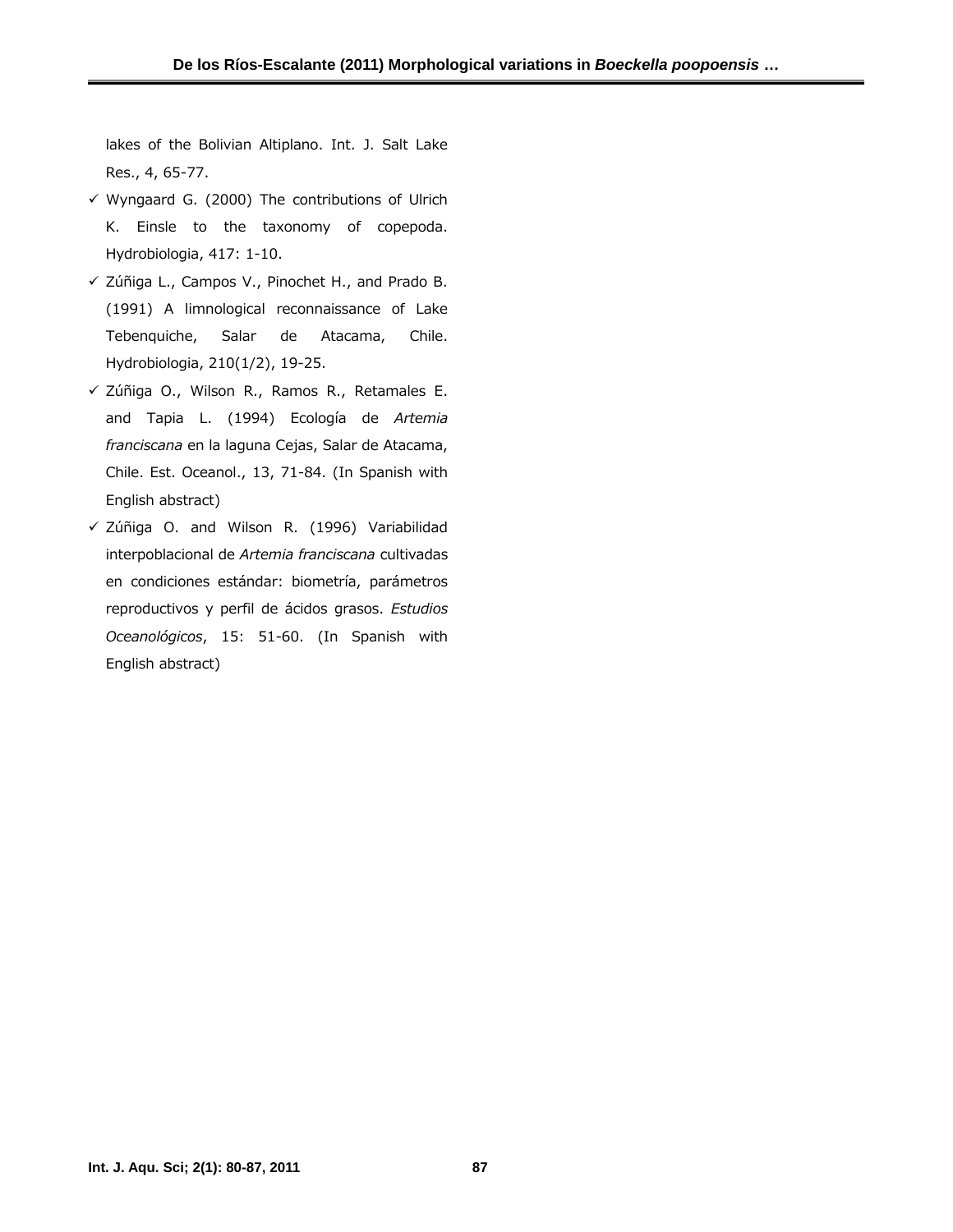lakes of the Bolivian Altiplano. Int. J. Salt Lake Res., 4, 65-77.

- ✓ Wyngaard G. (2000) The contributions of Ulrich K. Einsle to the taxonomy of copepoda. Hydrobiologia, 417: 1-10.
- ✓ Zúñiga L., Campos V., Pinochet H., and Prado B. (1991) A limnological reconnaissance of Lake Tebenquiche, Salar de Atacama, Chile. Hydrobiologia, 210(1/2), 19-25.
- ✓ Zúñiga O., Wilson R., Ramos R., Retamales E. and Tapia L. (1994) Ecología de *Artemia franciscana* en la laguna Cejas, Salar de Atacama, Chile. Est. Oceanol., 13, 71-84. (In Spanish with English abstract)
- ✓ Zúñiga O. and Wilson R. (1996) Variabilidad interpoblacional de *Artemia franciscana* cultivadas en condiciones estándar: biometría, parámetros reproductivos y perfil de ácidos grasos. *Estudios Oceanológicos*, 15: 51-60. (In Spanish with English abstract)